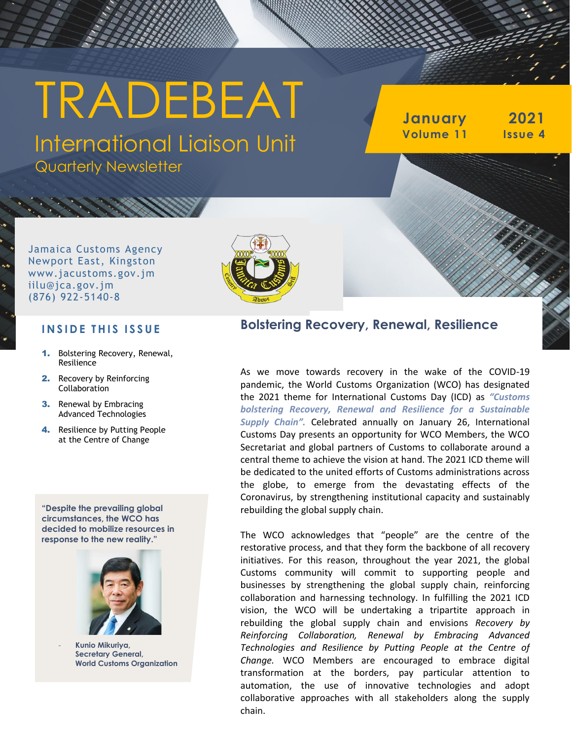# TRADEBEAT

## International Liaison Unit

Quarterly Newsletter

**January 2021**
**Volume 11 Issue 4**

Jamaica Customs Agency
Newport East, Kingston
www.jacustoms.gov.jm
iilu@jca.gov.jm
(876) 922-5140-8

### INSIDE THIS ISSUE

1. Bolstering Recovery, Renewal, Resilience
2. Recovery by Reinforcing Collaboration
3. Renewal by Embracing Advanced Technologies
4. Resilience by Putting People at the Centre of Change

**"Despite the prevailing global circumstances, the WCO has decided to mobilize resources in response to the new reality."**

- **Kunio Mikuriya, Secretary General, World Customs Organization**

## Bolstering Recovery, Renewal, Resilience

As we move towards recovery in the wake of the COVID-19 pandemic, the World Customs Organization (WCO) has designated the 2021 theme for International Customs Day (ICD) as ***"Customs bolstering Recovery, Renewal and Resilience for a Sustainable Supply Chain".*** Celebrated annually on January 26, International Customs Day presents an opportunity for WCO Members, the WCO Secretariat and global partners of Customs to collaborate around a central theme to achieve the vision at hand. The 2021 ICD theme will be dedicated to the united efforts of Customs administrations across the globe, to emerge from the devastating effects of the Coronavirus, by strengthening institutional capacity and sustainably rebuilding the global supply chain.

The WCO acknowledges that "people" are the centre of the restorative process, and that they form the backbone of all recovery initiatives. For this reason, throughout the year 2021, the global Customs community will commit to supporting people and businesses by strengthening the global supply chain, reinforcing collaboration and harnessing technology. In fulfilling the 2021 ICD vision, the WCO will be undertaking a tripartite approach in rebuilding the global supply chain and envisions *Recovery by Reinforcing Collaboration, Renewal by Embracing Advanced Technologies and Resilience by Putting People at the Centre of Change.* WCO Members are encouraged to embrace digital transformation at the borders, pay particular attention to automation, the use of innovative technologies and adopt collaborative approaches with all stakeholders along the supply chain.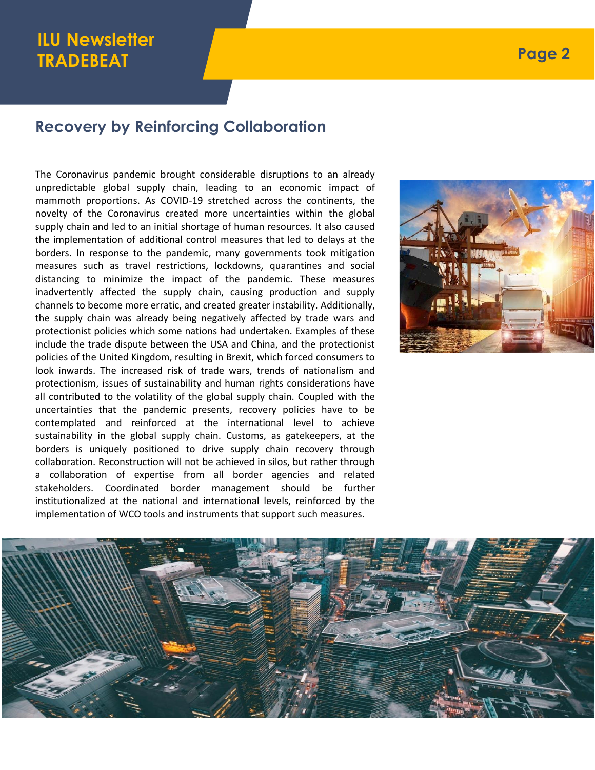## Recovery by Reinforcing Collaboration

The Coronavirus pandemic brought considerable disruptions to an already unpredictable global supply chain, leading to an economic impact of mammoth proportions. As COVID-19 stretched across the continents, the novelty of the Coronavirus created more uncertainties within the global supply chain and led to an initial shortage of human resources. It also caused the implementation of additional control measures that led to delays at the borders. In response to the pandemic, many governments took mitigation measures such as travel restrictions, lockdowns, quarantines and social distancing to minimize the impact of the pandemic. These measures inadvertently affected the supply chain, causing production and supply channels to become more erratic, and created greater instability. Additionally, the supply chain was already being negatively affected by trade wars and protectionist policies which some nations had undertaken. Examples of these include the trade dispute between the USA and China, and the protectionist policies of the United Kingdom, resulting in Brexit, which forced consumers to look inwards. The increased risk of trade wars, trends of nationalism and protectionism, issues of sustainability and human rights considerations have all contributed to the volatility of the global supply chain. Coupled with the uncertainties that the pandemic presents, recovery policies have to be contemplated and reinforced at the international level to achieve sustainability in the global supply chain. Customs, as gatekeepers, at the borders is uniquely positioned to drive supply chain recovery through collaboration. Reconstruction will not be achieved in silos, but rather through a collaboration of expertise from all border agencies and related stakeholders. Coordinated border management should be further institutionalized at the national and international levels, reinforced by the implementation of WCO tools and instruments that support such measures.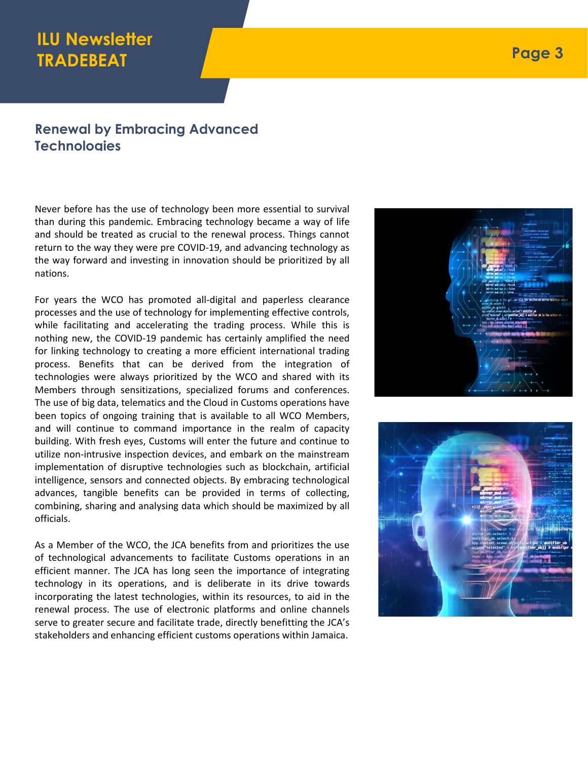## Renewal by Embracing Advanced Technologies

Never before has the use of technology been more essential to survival than during this pandemic. Embracing technology became a way of life and should be treated as crucial to the renewal process. Things cannot return to the way they were pre COVID-19, and advancing technology as the way forward and investing in innovation should be prioritized by all nations.

For years the WCO has promoted all-digital and paperless clearance processes and the use of technology for implementing effective controls, while facilitating and accelerating the trading process. While this is nothing new, the COVID-19 pandemic has certainly amplified the need for linking technology to creating a more efficient international trading process. Benefits that can be derived from the integration of technologies were always prioritized by the WCO and shared with its Members through sensitizations, specialized forums and conferences. The use of big data, telematics and the Cloud in Customs operations have been topics of ongoing training that is available to all WCO Members, and will continue to command importance in the realm of capacity building. With fresh eyes, Customs will enter the future and continue to utilize non-intrusive inspection devices, and embark on the mainstream implementation of disruptive technologies such as blockchain, artificial intelligence, sensors and connected objects. By embracing technological advances, tangible benefits can be provided in terms of collecting, combining, sharing and analysing data which should be maximized by all officials.

As a Member of the WCO, the JCA benefits from and prioritizes the use of technological advancements to facilitate Customs operations in an efficient manner. The JCA has long seen the importance of integrating technology in its operations, and is deliberate in its drive towards incorporating the latest technologies, within its resources, to aid in the renewal process. The use of electronic platforms and online channels serve to greater secure and facilitate trade, directly benefitting the JCA's stakeholders and enhancing efficient customs operations within Jamaica.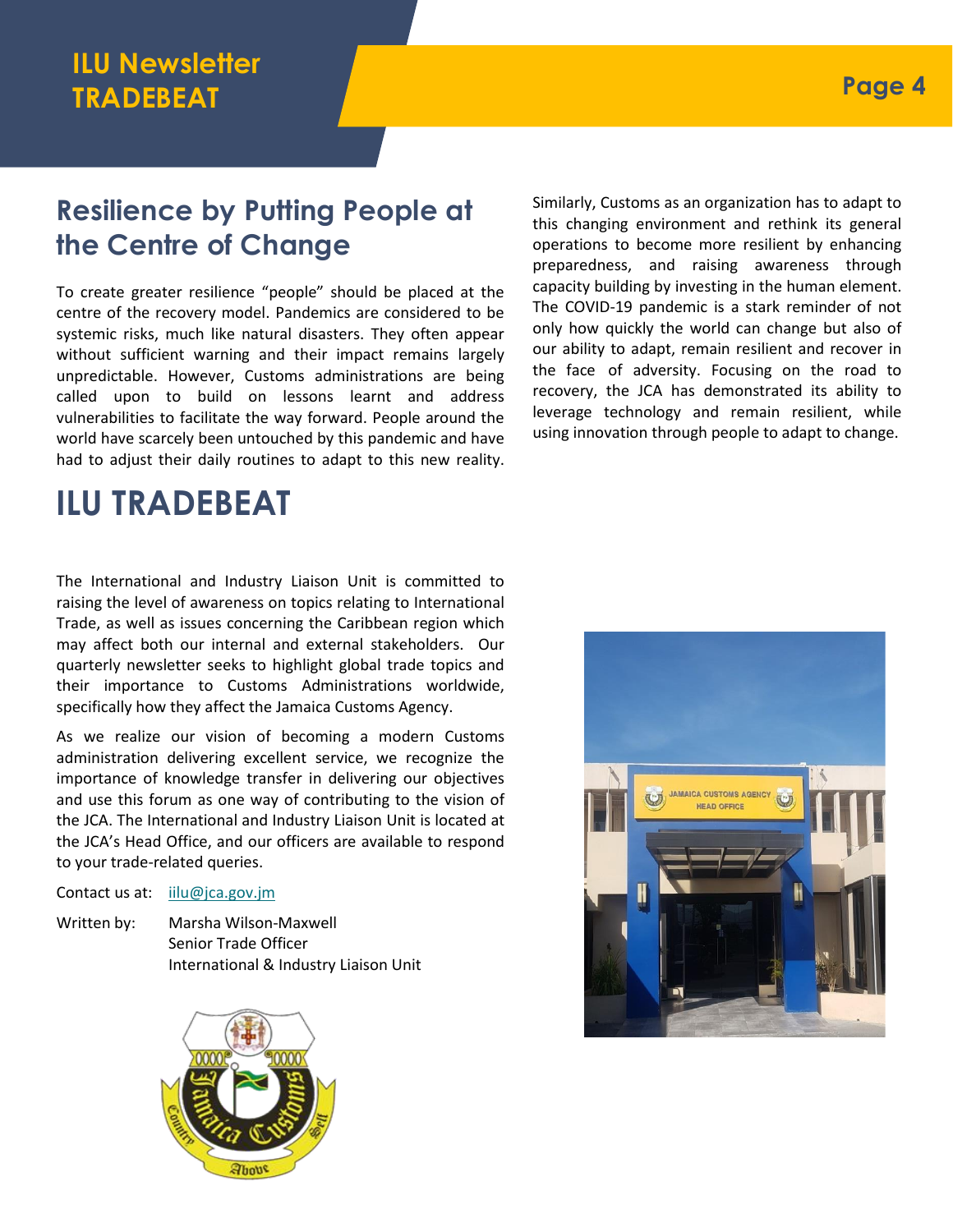## Resilience by Putting People at the Centre of Change

To create greater resilience "people" should be placed at the centre of the recovery model. Pandemics are considered to be systemic risks, much like natural disasters. They often appear without sufficient warning and their impact remains largely unpredictable. However, Customs administrations are being called upon to build on lessons learnt and address vulnerabilities to facilitate the way forward. People around the world have scarcely been untouched by this pandemic and have had to adjust their daily routines to adapt to this new reality.

Similarly, Customs as an organization has to adapt to this changing environment and rethink its general operations to become more resilient by enhancing preparedness, and raising awareness through capacity building by investing in the human element. The COVID-19 pandemic is a stark reminder of not only how quickly the world can change but also of our ability to adapt, remain resilient and recover in the face of adversity. Focusing on the road to recovery, the JCA has demonstrated its ability to leverage technology and remain resilient, while using innovation through people to adapt to change.

# ILU TRADEBEAT

The International and Industry Liaison Unit is committed to raising the level of awareness on topics relating to International Trade, as well as issues concerning the Caribbean region which may affect both our internal and external stakeholders. Our quarterly newsletter seeks to highlight global trade topics and their importance to Customs Administrations worldwide, specifically how they affect the Jamaica Customs Agency.

As we realize our vision of becoming a modern Customs administration delivering excellent service, we recognize the importance of knowledge transfer in delivering our objectives and use this forum as one way of contributing to the vision of the JCA. The International and Industry Liaison Unit is located at the JCA's Head Office, and our officers are available to respond to your trade-related queries.

Contact us at: iilu@jca.gov.jm

Written by: Marsha Wilson-Maxwell
Senior Trade Officer
International & Industry Liaison Unit